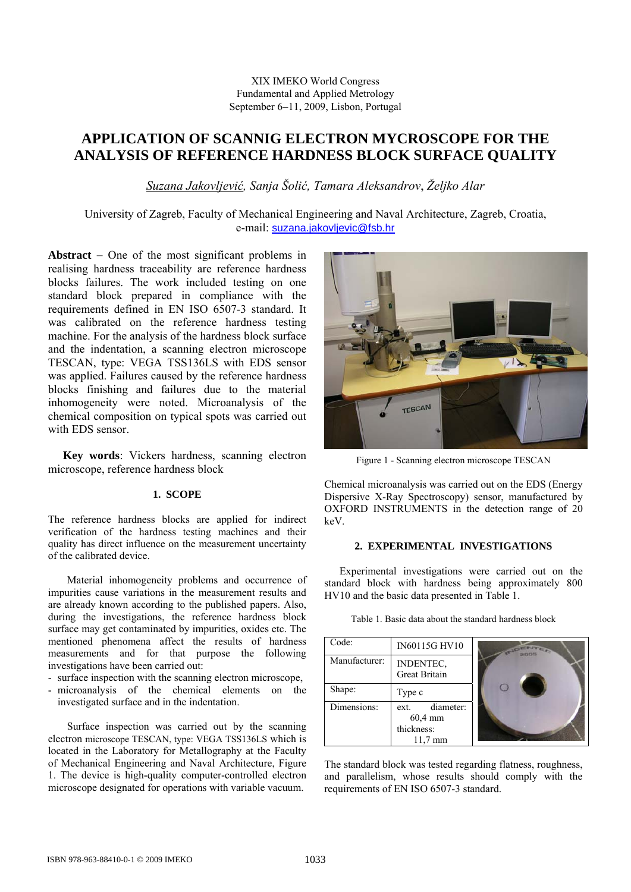XIX IMEKO World Congress
Fundamental and Applied Metrology
September 6−11, 2009, Lisbon, Portugal

# APPLICATION OF SCANNIG ELECTRON MYCROSCOPE FOR THE ANALYSIS OF REFERENCE HARDNESS BLOCK SURFACE QUALITY

*Suzana Jakovljević, Sanja Šolić, Tamara Aleksandrov, Željko Alar*

University of Zagreb, Faculty of Mechanical Engineering and Naval Architecture, Zagreb, Croatia,
e-mail: suzana.jakovljevic@fsb.hr

**Abstract** − One of the most significant problems in realising hardness traceability are reference hardness blocks failures. The work included testing on one standard block prepared in compliance with the requirements defined in EN ISO 6507-3 standard. It was calibrated on the reference hardness testing machine. For the analysis of the hardness block surface and the indentation, a scanning electron microscope TESCAN, type: VEGA TSS136LS with EDS sensor was applied. Failures caused by the reference hardness blocks finishing and failures due to the material inhomogeneity were noted. Microanalysis of the chemical composition on typical spots was carried out with EDS sensor.

**Key words**: Vickers hardness, scanning electron microscope, reference hardness block

## 1. SCOPE

The reference hardness blocks are applied for indirect verification of the hardness testing machines and their quality has direct influence on the measurement uncertainty of the calibrated device.

Material inhomogeneity problems and occurrence of impurities cause variations in the measurement results and are already known according to the published papers. Also, during the investigations, the reference hardness block surface may get contaminated by impurities, oxides etc. The mentioned phenomena affect the results of hardness measurements and for that purpose the following investigations have been carried out:

- surface inspection with the scanning electron microscope,
- microanalysis of the chemical elements on the investigated surface and in the indentation.

Surface inspection was carried out by the scanning electron microscope TESCAN, type: VEGA TSS136LS which is located in the Laboratory for Metallography at the Faculty of Mechanical Engineering and Naval Architecture, Figure 1. The device is high-quality computer-controlled electron microscope designated for operations with variable vacuum.

Figure 1 - Scanning electron microscope TESCAN

Chemical microanalysis was carried out on the EDS (Energy Dispersive X-Ray Spectroscopy) sensor, manufactured by OXFORD INSTRUMENTS in the detection range of 20 keV.

## 2. EXPERIMENTAL INVESTIGATIONS

Experimental investigations were carried out on the standard block with hardness being approximately 800 HV10 and the basic data presented in Table 1.

Table 1. Basic data about the standard hardness block

| | | |
|---|---|---|
| Code: | IN60115G HV10 | |
| Manufacturer: | INDENTEC, Great Britain | |
| Shape: | Type c | |
| Dimensions: | ext. diameter: 60,4 mm thickness: 11,7 mm | |

The standard block was tested regarding flatness, roughness, and parallelism, whose results should comply with the requirements of EN ISO 6507-3 standard.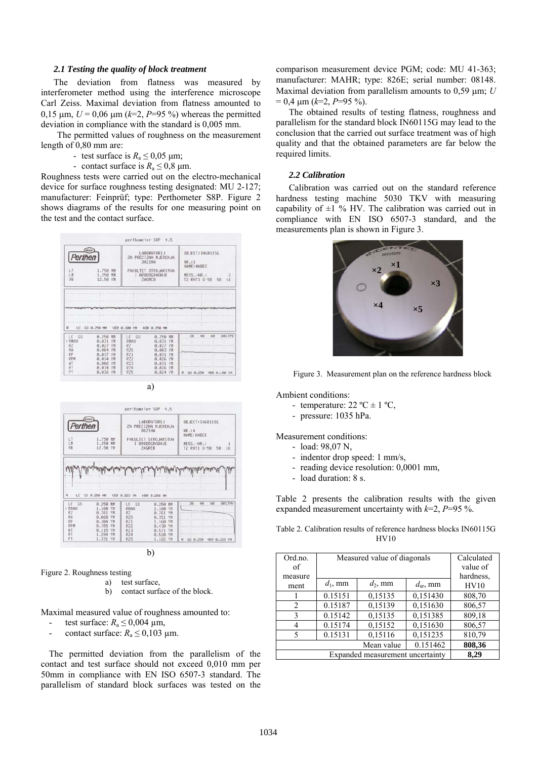### 2.1 Testing the quality of block treatment

The deviation from flatness was measured by interferometer method using the interference microscope Carl Zeiss. Maximal deviation from flatness amounted to 0,15 μm, $U$ = 0,06 μm ($k$=2, $P$=95 %) whereas the permitted deviation in compliance with the standard is 0,005 mm.

The permitted values of roughness on the measurement length of 0,80 mm are:

- test surface is $R_a \leq 0,05$ μm;
- contact surface is $R_a \leq 0,8$ μm.

Roughness tests were carried out on the electro-mechanical device for surface roughness testing designated: MU 2-127; manufacturer: Feinprüf; type: Perthometer S8P. Figure 2 shows diagrams of the results for one measuring point on the test and the contact surface.

a)

b)

Figure 2. Roughness testing
a) test surface,
b) contact surface of the block.

Maximal measured value of roughness amounted to:

- test surface: $R_a \leq 0,004$ μm,
- contact surface: $R_a \leq 0,103$ μm.

The permitted deviation from the parallelism of the contact and test surface should not exceed 0,010 mm per 50mm in compliance with EN ISO 6507-3 standard. The parallelism of standard block surfaces was tested on the comparison measurement device PGM; code: MU 41-363; manufacturer: MAHR; type: 826E; serial number: 08148. Maximal deviation from parallelism amounts to 0,59 μm; $U$ = 0,4 μm ($k$=2, $P$=95 %).

The obtained results of testing flatness, roughness and parallelism for the standard block IN60115G may lead to the conclusion that the carried out surface treatment was of high quality and that the obtained parameters are far below the required limits.

### 2.2 Calibration

Calibration was carried out on the standard reference hardness testing machine 5030 TKV with measuring capability of ±1 % HV. The calibration was carried out in compliance with EN ISO 6507-3 standard, and the measurements plan is shown in Figure 3.

Figure 3. Measurement plan on the reference hardness block

Ambient conditions:

- temperature: 22 ºC ± 1 ºC,
- pressure: 1035 hPa.

Measurement conditions:

- load: 98,07 N,
- indentor drop speed: 1 mm/s,
- reading device resolution: 0,0001 mm,
- load duration: 8 s.

Table 2 presents the calibration results with the given expanded measurement uncertainty with $k$=2, $P$=95 %.

Table 2. Calibration results of reference hardness blocks IN60115G HV10

| Ord.no. of measurement | Measured value of diagonals | | | Calculated value of hardness, HV10 |
|---|---|---|---|---|
| | $d_1$, mm | $d_2$, mm | $d_{sr}$, mm | |
| 1 | 0.15151 | 0,15135 | 0,151430 | 808,70 |
| 2 | 0.15187 | 0,15139 | 0,151630 | 806,57 |
| 3 | 0.15142 | 0,15135 | 0,151385 | 809,18 |
| 4 | 0.15174 | 0,15152 | 0,151630 | 806,57 |
| 5 | 0.15131 | 0,15116 | 0,151235 | 810,79 |
| | | Mean value | 0.151462 | **808,36** |
| Expanded measurement uncertainty | | | | **8,29** |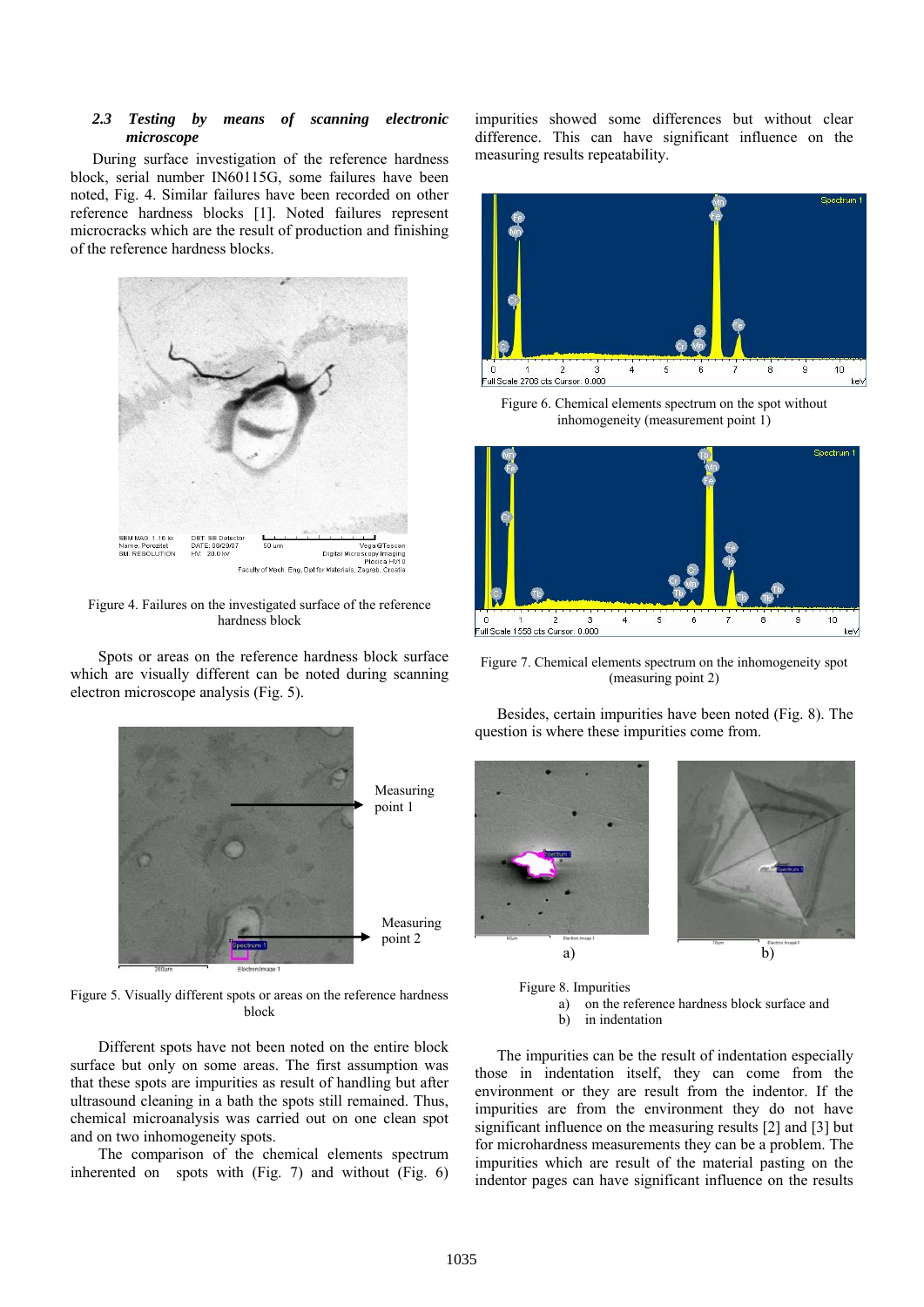### 2.3 *Testing by means of scanning electronic microscope*

During surface investigation of the reference hardness block, serial number IN60115G, some failures have been noted, Fig. 4. Similar failures have been recorded on other reference hardness blocks [1]. Noted failures represent microcracks which are the result of production and finishing of the reference hardness blocks.

Figure 4. Failures on the investigated surface of the reference hardness block

Spots or areas on the reference hardness block surface which are visually different can be noted during scanning electron microscope analysis (Fig. 5).

Figure 5. Visually different spots or areas on the reference hardness block

Different spots have not been noted on the entire block surface but only on some areas. The first assumption was that these spots are impurities as result of handling but after ultrasound cleaning in a bath the spots still remained. Thus, chemical microanalysis was carried out on one clean spot and on two inhomogeneity spots.

The comparison of the chemical elements spectrum inherented on spots with (Fig. 7) and without (Fig. 6) impurities showed some differences but without clear difference. This can have significant influence on the measuring results repeatability.

Figure 6. Chemical elements spectrum on the spot without inhomogeneity (measurement point 1)

Figure 7. Chemical elements spectrum on the inhomogeneity spot (measuring point 2)

Besides, certain impurities have been noted (Fig. 8). The question is where these impurities come from.

Figure 8. Impurities
a) on the reference hardness block surface and
b) in indentation

The impurities can be the result of indentation especially those in indentation itself, they can come from the environment or they are result from the indentor. If the impurities are from the environment they do not have significant influence on the measuring results [2] and [3] but for microhardness measurements they can be a problem. The impurities which are result of the material pasting on the indentor pages can have significant influence on the results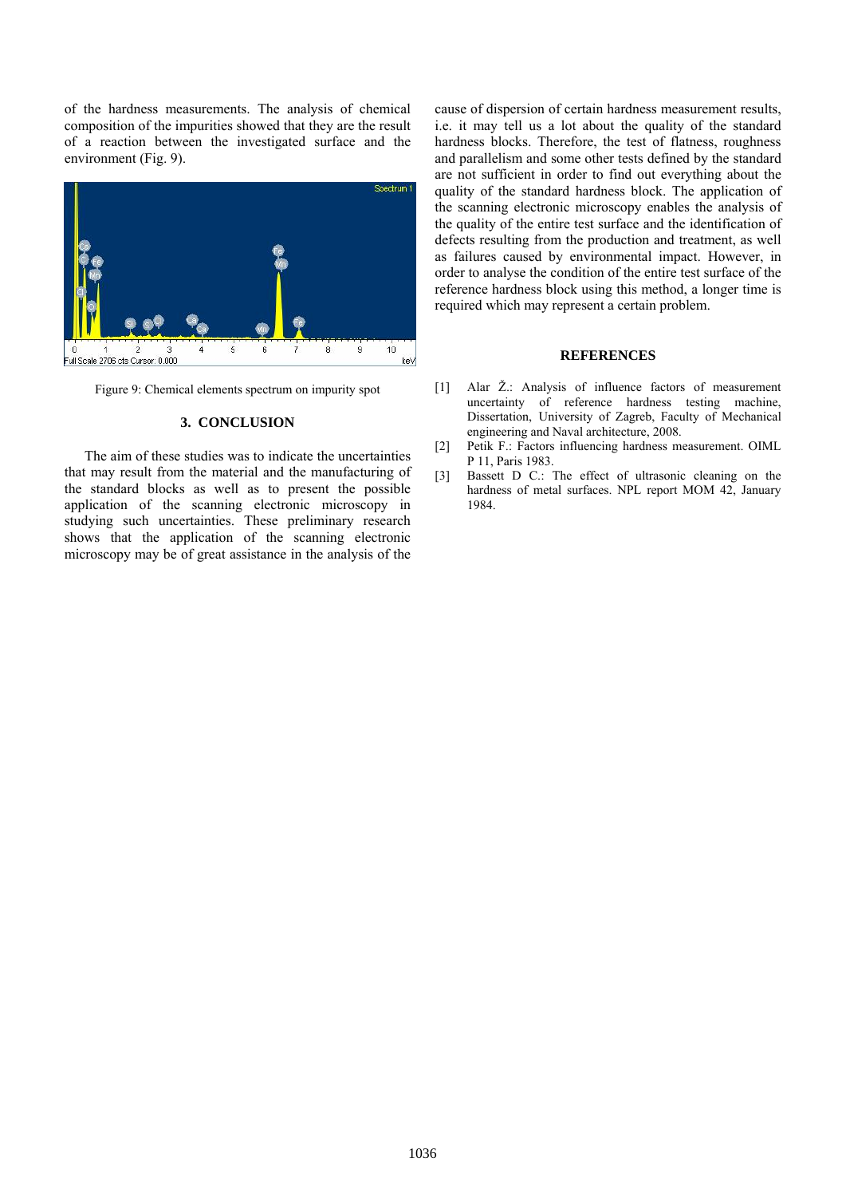of the hardness measurements. The analysis of chemical composition of the impurities showed that they are the result of a reaction between the investigated surface and the environment (Fig. 9).

Spectrum 1

Ca
C
Fe
Mn
Cr
O
Si
S
Cl
Ca
Ca
Mn
Fe
Mn
Fe

0 1 2 3 4 5 6 7 8 9 10
Full Scale 2706 cts Cursor: 0.000 keV

Figure 9: Chemical elements spectrum on impurity spot

## 3. CONCLUSION

The aim of these studies was to indicate the uncertainties that may result from the material and the manufacturing of the standard blocks as well as to present the possible application of the scanning electronic microscopy in studying such uncertainties. These preliminary research shows that the application of the scanning electronic microscopy may be of great assistance in the analysis of the cause of dispersion of certain hardness measurement results, i.e. it may tell us a lot about the quality of the standard hardness blocks. Therefore, the test of flatness, roughness and parallelism and some other tests defined by the standard are not sufficient in order to find out everything about the quality of the standard hardness block. The application of the scanning electronic microscopy enables the analysis of the quality of the entire test surface and the identification of defects resulting from the production and treatment, as well as failures caused by environmental impact. However, in order to analyse the condition of the entire test surface of the reference hardness block using this method, a longer time is required which may represent a certain problem.

## REFERENCES

[1] Alar Ž.: Analysis of influence factors of measurement uncertainty of reference hardness testing machine, Dissertation, University of Zagreb, Faculty of Mechanical engineering and Naval architecture, 2008.

[2] Petik F.: Factors influencing hardness measurement. OIML P 11, Paris 1983.

[3] Bassett D C.: The effect of ultrasonic cleaning on the hardness of metal surfaces. NPL report MOM 42, January 1984.